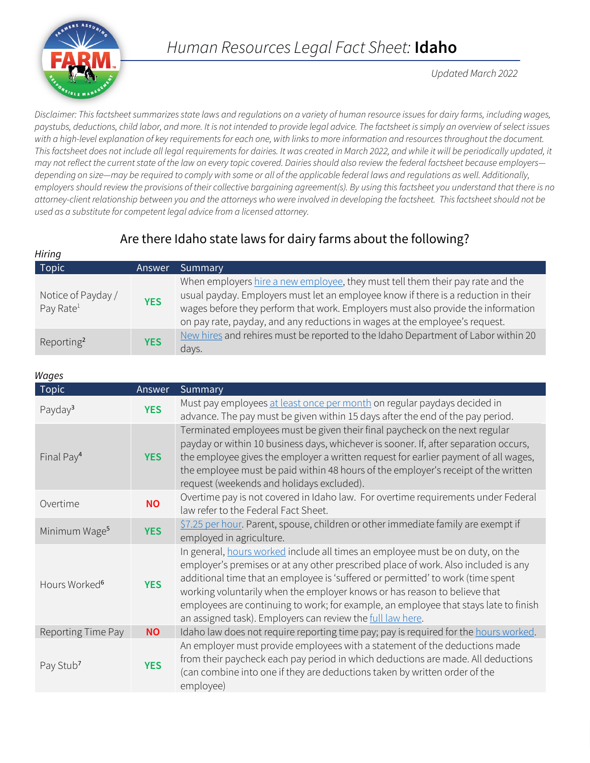# *Human Resources Legal Fact Sheet:* Idaho

*Updated March 2022*

*Disclaimer: This factsheet summarizes state laws and regulations on a variety of human resource issues for dairy farms, including wages, paystubs, deductions, child labor, and more. It is not intended to provide legal advice. The factsheet is simply an overview of select issues with a high-level explanation of key requirements for each one, with links to more information and resources throughout the document. This factsheet does not include all legal requirements for dairies. It was created in March 2022, and while it will be periodically updated, it may not reflect the current state of the law on every topic covered. Dairies should also review the federal factsheet because employers—depending on size—may be required to comply with some or all of the applicable federal laws and regulations as well. Additionally, employers should review the provisions of their collective bargaining agreement(s). By using this factsheet you understand that there is no attorney-client relationship between you and the attorneys who were involved in developing the factsheet. This factsheet should not be used as a substitute for competent legal advice from a licensed attorney.*

## Are there Idaho state laws for dairy farms about the following?

*Hiring*

| Topic | Answer | Summary |
|---|---|---|
| Notice of Payday / Pay Rate[1] | **YES** | When employers hire a new employee, they must tell them their pay rate and the usual payday. Employers must let an employee know if there is a reduction in their wages before they perform that work. Employers must also provide the information on pay rate, payday, and any reductions in wages at the employee's request. |
| Reporting[2] | **YES** | New hires and rehires must be reported to the Idaho Department of Labor within 20 days. |

*Wages*

| Topic | Answer | Summary |
|---|---|---|
| Payday[3] | **YES** | Must pay employees at least once per month on regular paydays decided in advance. The pay must be given within 15 days after the end of the pay period. |
| Final Pay[4] | **YES** | Terminated employees must be given their final paycheck on the next regular payday or within 10 business days, whichever is sooner. If, after separation occurs, the employee gives the employer a written request for earlier payment of all wages, the employee must be paid within 48 hours of the employer's receipt of the written request (weekends and holidays excluded). |
| Overtime | **NO** | Overtime pay is not covered in Idaho law. For overtime requirements under Federal law refer to the Federal Fact Sheet. |
| Minimum Wage[5] | **YES** | $7.25 per hour. Parent, spouse, children or other immediate family are exempt if employed in agriculture. |
| Hours Worked[6] | **YES** | In general, hours worked include all times an employee must be on duty, on the employer's premises or at any other prescribed place of work. Also included is any additional time that an employee is 'suffered or permitted' to work (time spent working voluntarily when the employer knows or has reason to believe that employees are continuing to work; for example, an employee that stays late to finish an assigned task). Employers can review the full law here. |
| Reporting Time Pay | **NO** | Idaho law does not require reporting time pay; pay is required for the hours worked. |
| Pay Stub[7] | **YES** | An employer must provide employees with a statement of the deductions made from their paycheck each pay period in which deductions are made. All deductions (can combine into one if they are deductions taken by written order of the employee) |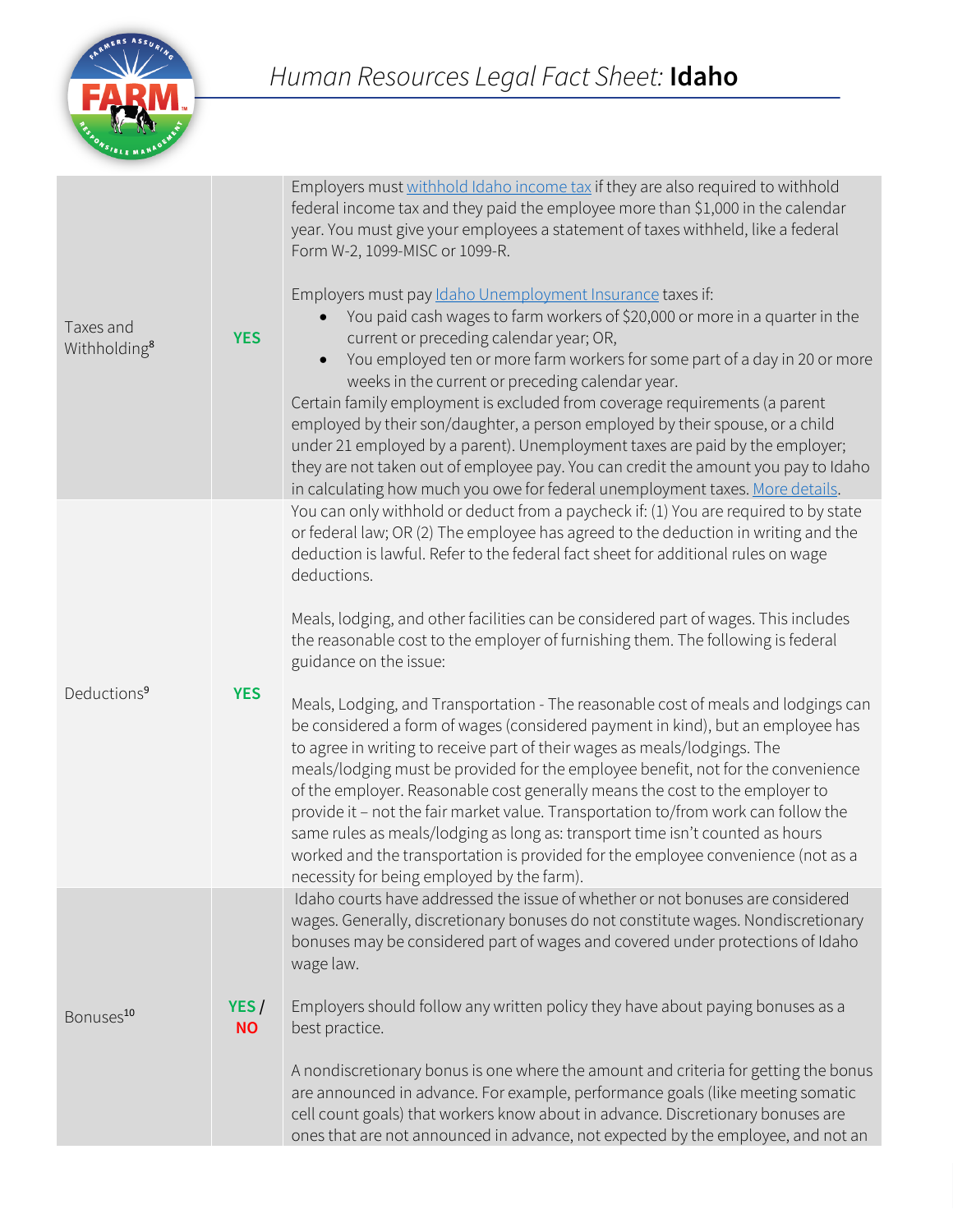| | | |
|---|---|---|
| Taxes and Withholding[8] | **YES** | Employers must withhold Idaho income tax if they are also required to withhold federal income tax and they paid the employee more than $1,000 in the calendar year. You must give your employees a statement of taxes withheld, like a federal Form W-2, 1099-MISC or 1099-R.<br><br>Employers must pay Idaho Unemployment Insurance taxes if:<br>• You paid cash wages to farm workers of $20,000 or more in a quarter in the current or preceding calendar year; OR,<br>• You employed ten or more farm workers for some part of a day in 20 or more weeks in the current or preceding calendar year.<br>Certain family employment is excluded from coverage requirements (a parent employed by their son/daughter, a person employed by their spouse, or a child under 21 employed by a parent). Unemployment taxes are paid by the employer; they are not taken out of employee pay. You can credit the amount you pay to Idaho in calculating how much you owe for federal unemployment taxes. More details. |
| Deductions[9] | **YES** | You can only withhold or deduct from a paycheck if: (1) You are required to by state or federal law; OR (2) The employee has agreed to the deduction in writing and the deduction is lawful. Refer to the federal fact sheet for additional rules on wage deductions.<br><br>Meals, lodging, and other facilities can be considered part of wages. This includes the reasonable cost to the employer of furnishing them. The following is federal guidance on the issue:<br><br>Meals, Lodging, and Transportation - The reasonable cost of meals and lodgings can be considered a form of wages (considered payment in kind), but an employee has to agree in writing to receive part of their wages as meals/lodgings. The meals/lodging must be provided for the employee benefit, not for the convenience of the employer. Reasonable cost generally means the cost to the employer to provide it – not the fair market value. Transportation to/from work can follow the same rules as meals/lodging as long as: transport time isn't counted as hours worked and the transportation is provided for the employee convenience (not as a necessity for being employed by the farm). |
| Bonuses[10] | **YES / NO** | Idaho courts have addressed the issue of whether or not bonuses are considered wages. Generally, discretionary bonuses do not constitute wages. Nondiscretionary bonuses may be considered part of wages and covered under protections of Idaho wage law.<br><br>Employers should follow any written policy they have about paying bonuses as a best practice.<br><br>A nondiscretionary bonus is one where the amount and criteria for getting the bonus are announced in advance. For example, performance goals (like meeting somatic cell count goals) that workers know about in advance. Discretionary bonuses are ones that are not announced in advance, not expected by the employee, and not an |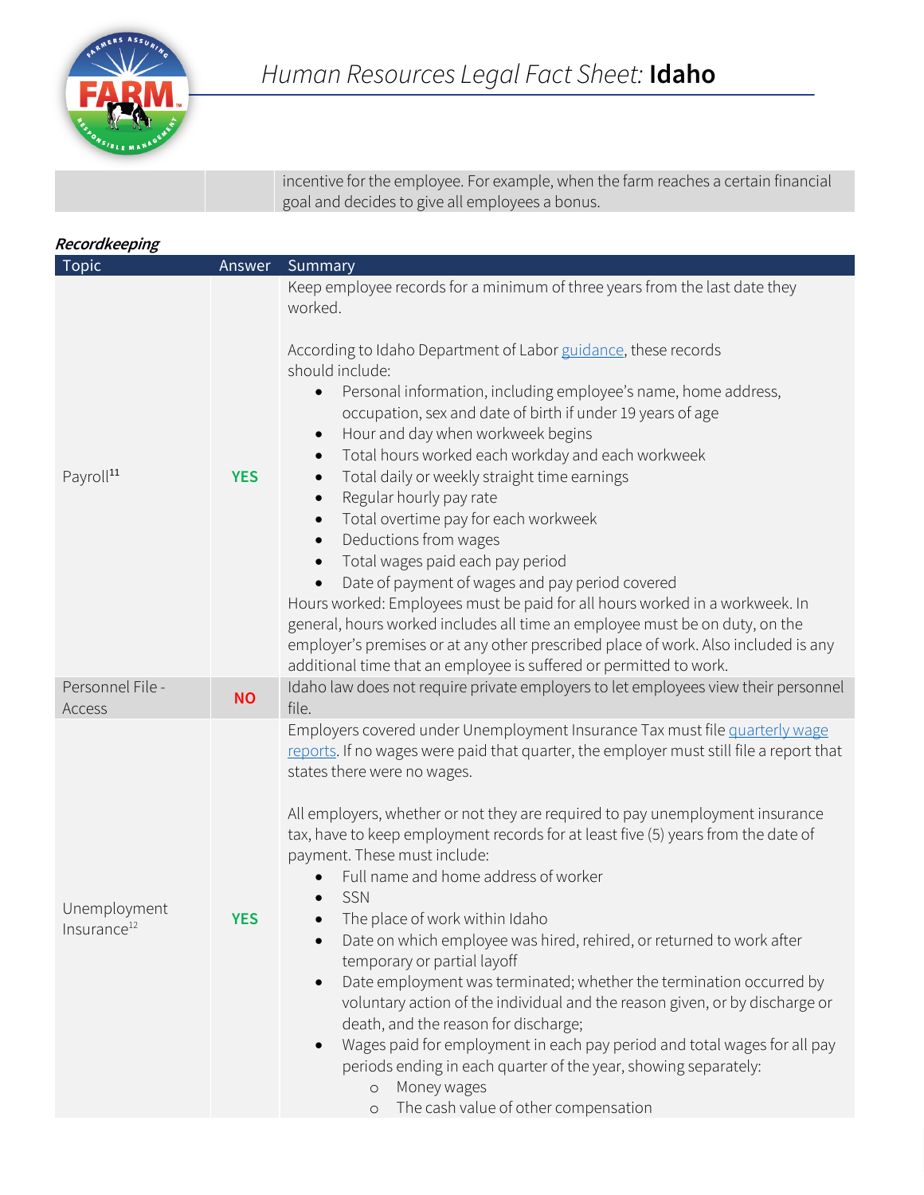| | | |
|---|---|---|
| | | incentive for the employee. For example, when the farm reaches a certain financial goal and decides to give all employees a bonus. |

***Recordkeeping***

| Topic | Answer | Summary |
|---|---|---|
| Payroll[11] | **YES** | Keep employee records for a minimum of three years from the last date they worked.<br><br>According to Idaho Department of Labor [guidance](), these records should include:<br>• Personal information, including employee's name, home address, occupation, sex and date of birth if under 19 years of age<br>• Hour and day when workweek begins<br>• Total hours worked each workday and each workweek<br>• Total daily or weekly straight time earnings<br>• Regular hourly pay rate<br>• Total overtime pay for each workweek<br>• Deductions from wages<br>• Total wages paid each pay period<br>• Date of payment of wages and pay period covered<br>Hours worked: Employees must be paid for all hours worked in a workweek. In general, hours worked includes all time an employee must be on duty, on the employer's premises or at any other prescribed place of work. Also included is any additional time that an employee is suffered or permitted to work. |
| Personnel File - Access | **NO** | Idaho law does not require private employers to let employees view their personnel file. |
| Unemployment Insurance[12] | **YES** | Employers covered under Unemployment Insurance Tax must file [quarterly wage reports](). If no wages were paid that quarter, the employer must still file a report that states there were no wages.<br><br>All employers, whether or not they are required to pay unemployment insurance tax, have to keep employment records for at least five (5) years from the date of payment. These must include:<br>• Full name and home address of worker<br>• SSN<br>• The place of work within Idaho<br>• Date on which employee was hired, rehired, or returned to work after temporary or partial layoff<br>• Date employment was terminated; whether the termination occurred by voluntary action of the individual and the reason given, or by discharge or death, and the reason for discharge;<br>• Wages paid for employment in each pay period and total wages for all pay periods ending in each quarter of the year, showing separately:<br>  ○ Money wages<br>  ○ The cash value of other compensation |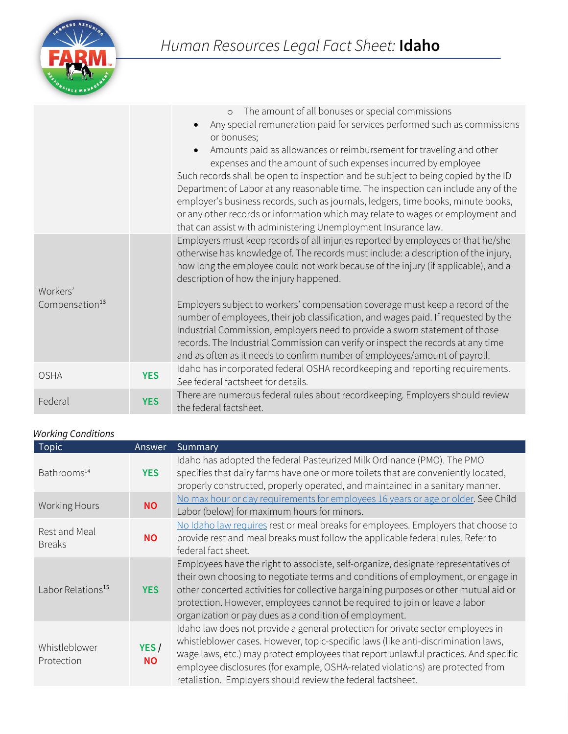| | | |
|---|---|---|
| | | o The amount of all bonuses or special commissions<br>• Any special remuneration paid for services performed such as commissions or bonuses;<br>• Amounts paid as allowances or reimbursement for traveling and other expenses and the amount of such expenses incurred by employee<br>Such records shall be open to inspection and be subject to being copied by the ID Department of Labor at any reasonable time. The inspection can include any of the employer's business records, such as journals, ledgers, time books, minute books, or any other records or information which may relate to wages or employment and that can assist with administering Unemployment Insurance law. |
| Workers' Compensation[13] | | Employers must keep records of all injuries reported by employees or that he/she otherwise has knowledge of. The records must include: a description of the injury, how long the employee could not work because of the injury (if applicable), and a description of how the injury happened.<br><br>Employers subject to workers' compensation coverage must keep a record of the number of employees, their job classification, and wages paid. If requested by the Industrial Commission, employers need to provide a sworn statement of those records. The Industrial Commission can verify or inspect the records at any time and as often as it needs to confirm number of employees/amount of payroll. |
| OSHA | **YES** | Idaho has incorporated federal OSHA recordkeeping and reporting requirements. See federal factsheet for details. |
| Federal | **YES** | There are numerous federal rules about recordkeeping. Employers should review the federal factsheet. |

*Working Conditions*

| Topic | Answer | Summary |
|---|---|---|
| Bathrooms[14] | **YES** | Idaho has adopted the federal Pasteurized Milk Ordinance (PMO). The PMO specifies that dairy farms have one or more toilets that are conveniently located, properly constructed, properly operated, and maintained in a sanitary manner. |
| Working Hours | **NO** | No max hour or day requirements for employees 16 years or age or older. See Child Labor (below) for maximum hours for minors. |
| Rest and Meal Breaks | **NO** | No Idaho law requires rest or meal breaks for employees. Employers that choose to provide rest and meal breaks must follow the applicable federal rules. Refer to federal fact sheet. |
| Labor Relations[15] | **YES** | Employees have the right to associate, self-organize, designate representatives of their own choosing to negotiate terms and conditions of employment, or engage in other concerted activities for collective bargaining purposes or other mutual aid or protection. However, employees cannot be required to join or leave a labor organization or pay dues as a condition of employment. |
| Whistleblower Protection | **YES / NO** | Idaho law does not provide a general protection for private sector employees in whistleblower cases. However, topic-specific laws (like anti-discrimination laws, wage laws, etc.) may protect employees that report unlawful practices. And specific employee disclosures (for example, OSHA-related violations) are protected from retaliation. Employers should review the federal factsheet. |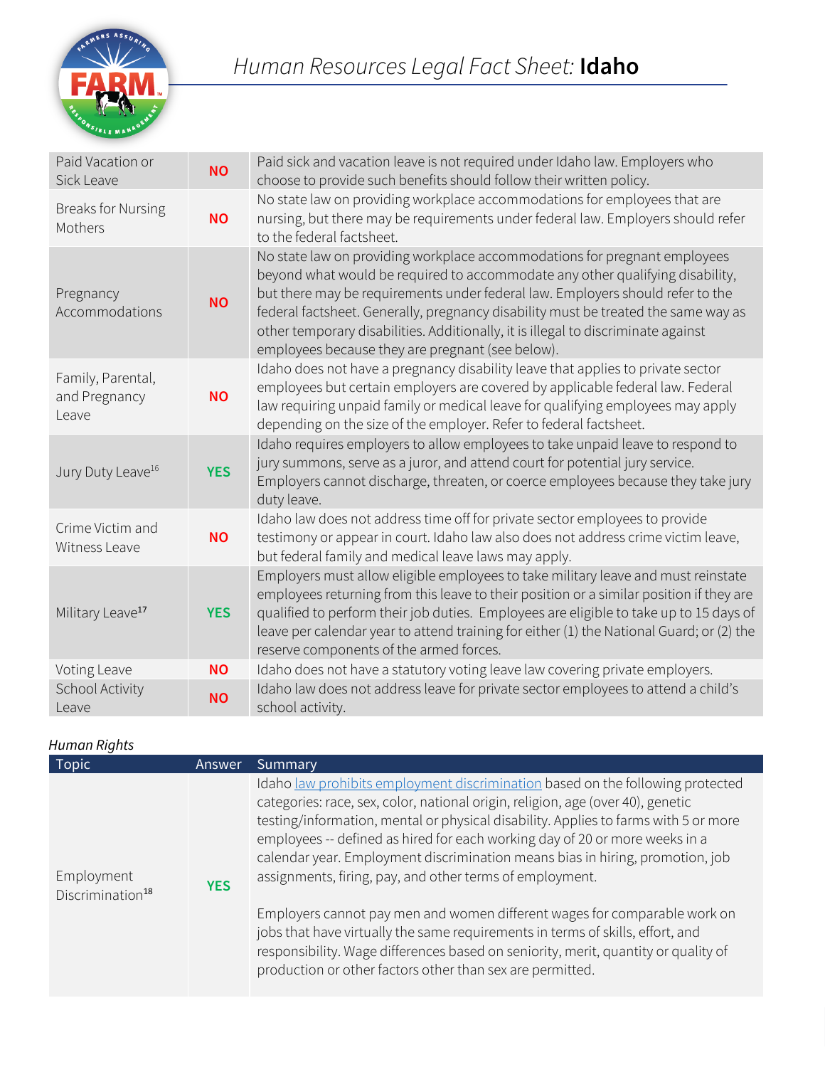# Human Resources Legal Fact Sheet: **Idaho**

| | | |
|---|---|---|
| Paid Vacation or Sick Leave | **NO** | Paid sick and vacation leave is not required under Idaho law. Employers who choose to provide such benefits should follow their written policy. |
| Breaks for Nursing Mothers | **NO** | No state law on providing workplace accommodations for employees that are nursing, but there may be requirements under federal law. Employers should refer to the federal factsheet. |
| Pregnancy Accommodations | **NO** | No state law on providing workplace accommodations for pregnant employees beyond what would be required to accommodate any other qualifying disability, but there may be requirements under federal law. Employers should refer to the federal factsheet. Generally, pregnancy disability must be treated the same way as other temporary disabilities. Additionally, it is illegal to discriminate against employees because they are pregnant (see below). |
| Family, Parental, and Pregnancy Leave | **NO** | Idaho does not have a pregnancy disability leave that applies to private sector employees but certain employers are covered by applicable federal law. Federal law requiring unpaid family or medical leave for qualifying employees may apply depending on the size of the employer. Refer to federal factsheet. |
| Jury Duty Leave[16] | **YES** | Idaho requires employers to allow employees to take unpaid leave to respond to jury summons, serve as a juror, and attend court for potential jury service. Employers cannot discharge, threaten, or coerce employees because they take jury duty leave. |
| Crime Victim and Witness Leave | **NO** | Idaho law does not address time off for private sector employees to provide testimony or appear in court. Idaho law also does not address crime victim leave, but federal family and medical leave laws may apply. |
| Military Leave[17] | **YES** | Employers must allow eligible employees to take military leave and must reinstate employees returning from this leave to their position or a similar position if they are qualified to perform their job duties. Employees are eligible to take up to 15 days of leave per calendar year to attend training for either (1) the National Guard; or (2) the reserve components of the armed forces. |
| Voting Leave | **NO** | Idaho does not have a statutory voting leave law covering private employers. |
| School Activity Leave | **NO** | Idaho law does not address leave for private sector employees to attend a child's school activity. |

*Human Rights*

| Topic | Answer | Summary |
|---|---|---|
| Employment Discrimination[18] | **YES** | Idaho law prohibits employment discrimination based on the following protected categories: race, sex, color, national origin, religion, age (over 40), genetic testing/information, mental or physical disability. Applies to farms with 5 or more employees -- defined as hired for each working day of 20 or more weeks in a calendar year. Employment discrimination means bias in hiring, promotion, job assignments, firing, pay, and other terms of employment.<br><br>Employers cannot pay men and women different wages for comparable work on jobs that have virtually the same requirements in terms of skills, effort, and responsibility. Wage differences based on seniority, merit, quantity or quality of production or other factors other than sex are permitted. |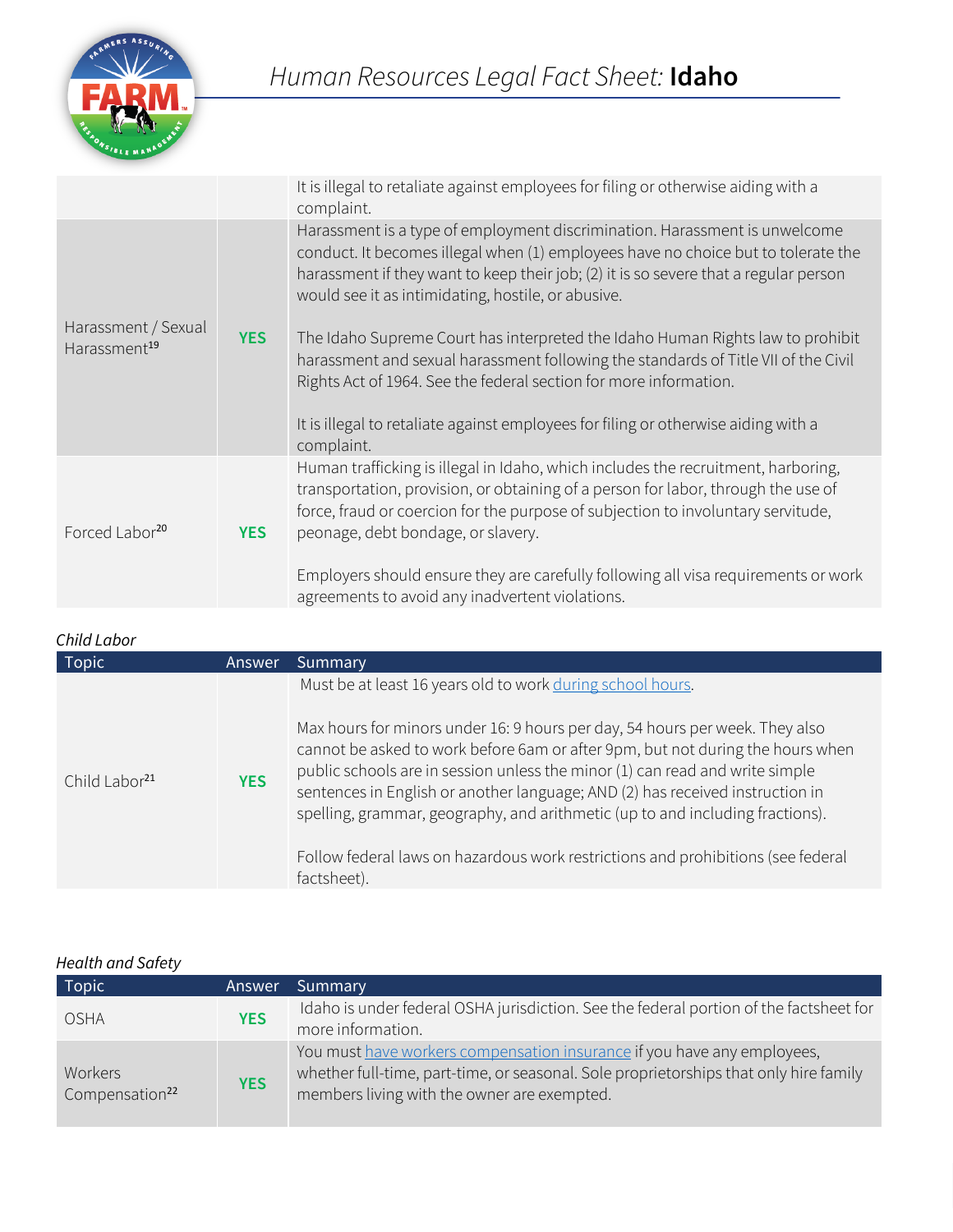| | | |
|---|---|---|
| | | It is illegal to retaliate against employees for filing or otherwise aiding with a complaint. |
| Harassment / Sexual Harassment[19] | **YES** | Harassment is a type of employment discrimination. Harassment is unwelcome conduct. It becomes illegal when (1) employees have no choice but to tolerate the harassment if they want to keep their job; (2) it is so severe that a regular person would see it as intimidating, hostile, or abusive.<br><br>The Idaho Supreme Court has interpreted the Idaho Human Rights law to prohibit harassment and sexual harassment following the standards of Title VII of the Civil Rights Act of 1964. See the federal section for more information.<br><br>It is illegal to retaliate against employees for filing or otherwise aiding with a complaint. |
| Forced Labor[20] | **YES** | Human trafficking is illegal in Idaho, which includes the recruitment, harboring, transportation, provision, or obtaining of a person for labor, through the use of force, fraud or coercion for the purpose of subjection to involuntary servitude, peonage, debt bondage, or slavery.<br><br>Employers should ensure they are carefully following all visa requirements or work agreements to avoid any inadvertent violations. |

*Child Labor*

| Topic | Answer | Summary |
|---|---|---|
| Child Labor[21] | **YES** | Must be at least 16 years old to work during school hours.<br><br>Max hours for minors under 16: 9 hours per day, 54 hours per week. They also cannot be asked to work before 6am or after 9pm, but not during the hours when public schools are in session unless the minor (1) can read and write simple sentences in English or another language; AND (2) has received instruction in spelling, grammar, geography, and arithmetic (up to and including fractions).<br><br>Follow federal laws on hazardous work restrictions and prohibitions (see federal factsheet). |

*Health and Safety*

| Topic | Answer | Summary |
|---|---|---|
| OSHA | **YES** | Idaho is under federal OSHA jurisdiction. See the federal portion of the factsheet for more information. |
| Workers Compensation[22] | **YES** | You must have workers compensation insurance if you have any employees, whether full-time, part-time, or seasonal. Sole proprietorships that only hire family members living with the owner are exempted. |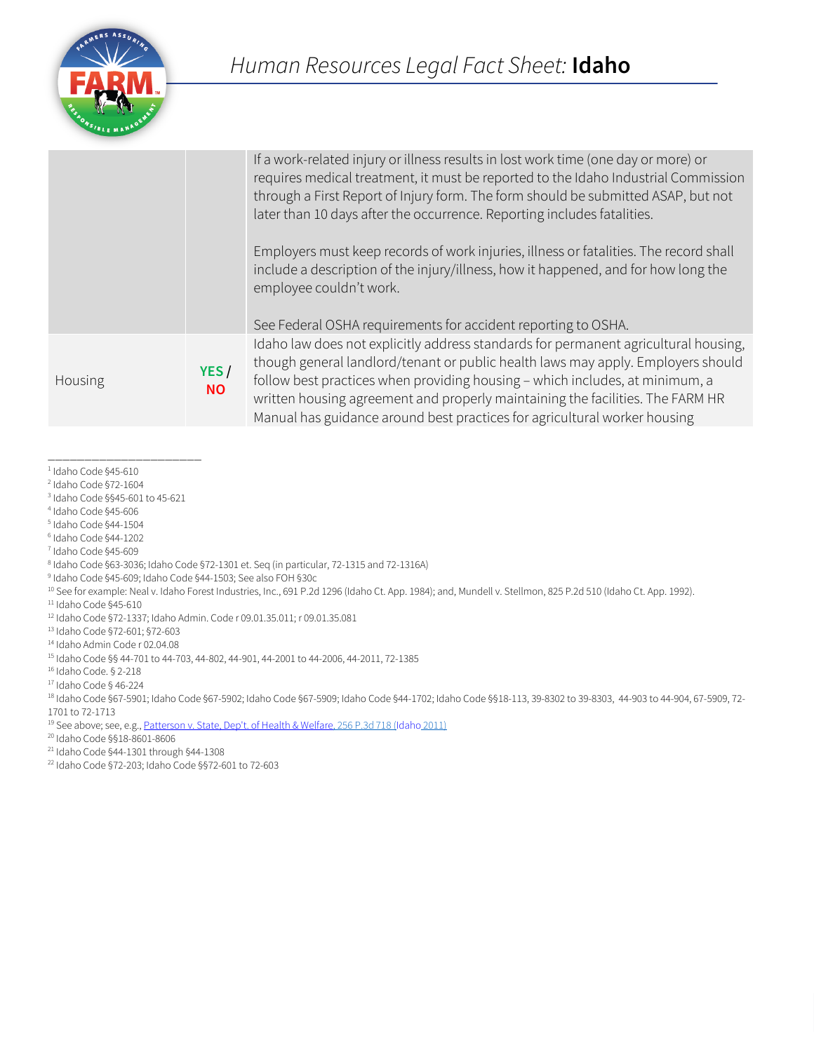| | | |
|---|---|---|
| | | If a work-related injury or illness results in lost work time (one day or more) or requires medical treatment, it must be reported to the Idaho Industrial Commission through a First Report of Injury form. The form should be submitted ASAP, but not later than 10 days after the occurrence. Reporting includes fatalities.<br><br>Employers must keep records of work injuries, illness or fatalities. The record shall include a description of the injury/illness, how it happened, and for how long the employee couldn't work.<br><br>See Federal OSHA requirements for accident reporting to OSHA. |
| Housing | **YES / NO** | Idaho law does not explicitly address standards for permanent agricultural housing, though general landlord/tenant or public health laws may apply. Employers should follow best practices when providing housing – which includes, at minimum, a written housing agreement and properly maintaining the facilities. The FARM HR Manual has guidance around best practices for agricultural worker housing |

---

[1] Idaho Code §45-610
[2] Idaho Code §72-1604
[3] Idaho Code §§45-601 to 45-621
[4] Idaho Code §45-606
[5] Idaho Code §44-1504
[6] Idaho Code §44-1202
[7] Idaho Code §45-609
[8] Idaho Code §63-3036; Idaho Code §72-1301 et. Seq (in particular, 72-1315 and 72-1316A)
[9] Idaho Code §45-609; Idaho Code §44-1503; See also FOH §30c
[10] See for example: Neal v. Idaho Forest Industries, Inc., 691 P.2d 1296 (Idaho Ct. App. 1984); and, Mundell v. Stellmon, 825 P.2d 510 (Idaho Ct. App. 1992).
[11] Idaho Code §45-610
[12] Idaho Code §72-1337; Idaho Admin. Code r 09.01.35.011; r 09.01.35.081
[13] Idaho Code §72-601; §72-603
[14] Idaho Admin Code r 02.04.08
[15] Idaho Code §§ 44-701 to 44-703, 44-802, 44-901, 44-2001 to 44-2006, 44-2011, 72-1385
[16] Idaho Code. § 2-218
[17] Idaho Code § 46-224
[18] Idaho Code §67-5901; Idaho Code §67-5902; Idaho Code §67-5909; Idaho Code §44-1702; Idaho Code §§18-113, 39-8302 to 39-8303, 44-903 to 44-904, 67-5909, 72-1701 to 72-1713
[19] See above; see, e.g., [Patterson v. State, Dep't. of Health & Welfare, 256 P.3d 718 (Idaho 2011)]
[20] Idaho Code §§18-8601-8606
[21] Idaho Code §44-1301 through §44-1308
[22] Idaho Code §72-203; Idaho Code §§72-601 to 72-603